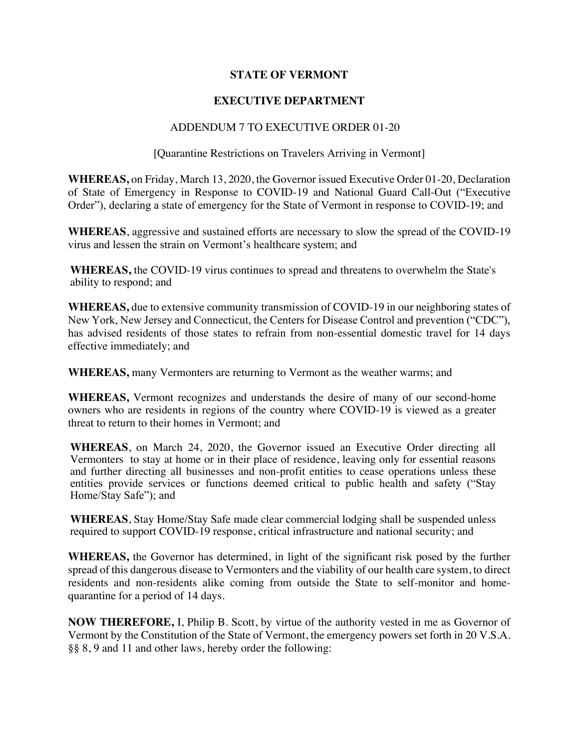**STATE OF VERMONT**

**EXECUTIVE DEPARTMENT**

ADDENDUM 7 TO EXECUTIVE ORDER 01-20

[Quarantine Restrictions on Travelers Arriving in Vermont]

**WHEREAS,** on Friday, March 13, 2020, the Governor issued Executive Order 01-20, Declaration of State of Emergency in Response to COVID-19 and National Guard Call-Out ("Executive Order"), declaring a state of emergency for the State of Vermont in response to COVID-19; and

**WHEREAS**, aggressive and sustained efforts are necessary to slow the spread of the COVID-19 virus and lessen the strain on Vermont's healthcare system; and

**WHEREAS,** the COVID-19 virus continues to spread and threatens to overwhelm the State's ability to respond; and

**WHEREAS,** due to extensive community transmission of COVID-19 in our neighboring states of New York, New Jersey and Connecticut, the Centers for Disease Control and prevention ("CDC"), has advised residents of those states to refrain from non-essential domestic travel for 14 days effective immediately; and

**WHEREAS,** many Vermonters are returning to Vermont as the weather warms; and

**WHEREAS,** Vermont recognizes and understands the desire of many of our second-home owners who are residents in regions of the country where COVID-19 is viewed as a greater threat to return to their homes in Vermont; and

**WHEREAS**, on March 24, 2020, the Governor issued an Executive Order directing all Vermonters to stay at home or in their place of residence, leaving only for essential reasons and further directing all businesses and non-profit entities to cease operations unless these entities provide services or functions deemed critical to public health and safety ("Stay Home/Stay Safe"); and

**WHEREAS**, Stay Home/Stay Safe made clear commercial lodging shall be suspended unless required to support COVID-19 response, critical infrastructure and national security; and

**WHEREAS,** the Governor has determined, in light of the significant risk posed by the further spread of this dangerous disease to Vermonters and the viability of our health care system, to direct residents and non-residents alike coming from outside the State to self-monitor and home-quarantine for a period of 14 days.

**NOW THEREFORE,** I, Philip B. Scott, by virtue of the authority vested in me as Governor of Vermont by the Constitution of the State of Vermont, the emergency powers set forth in 20 V.S.A. §§ 8, 9 and 11 and other laws, hereby order the following: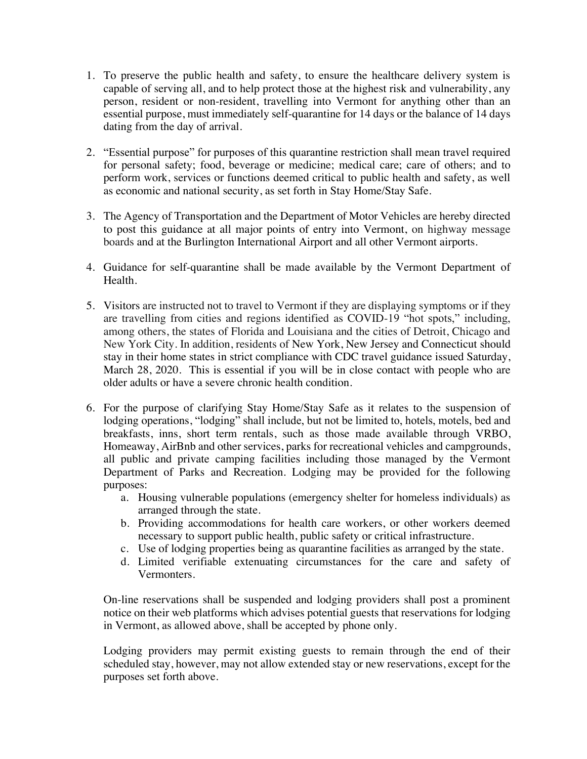1. To preserve the public health and safety, to ensure the healthcare delivery system is capable of serving all, and to help protect those at the highest risk and vulnerability, any person, resident or non-resident, travelling into Vermont for anything other than an essential purpose, must immediately self-quarantine for 14 days or the balance of 14 days dating from the day of arrival.

2. "Essential purpose" for purposes of this quarantine restriction shall mean travel required for personal safety; food, beverage or medicine; medical care; care of others; and to perform work, services or functions deemed critical to public health and safety, as well as economic and national security, as set forth in Stay Home/Stay Safe.

3. The Agency of Transportation and the Department of Motor Vehicles are hereby directed to post this guidance at all major points of entry into Vermont, on highway message boards and at the Burlington International Airport and all other Vermont airports.

4. Guidance for self-quarantine shall be made available by the Vermont Department of Health.

5. Visitors are instructed not to travel to Vermont if they are displaying symptoms or if they are travelling from cities and regions identified as COVID-19 "hot spots," including, among others, the states of Florida and Louisiana and the cities of Detroit, Chicago and New York City. In addition, residents of New York, New Jersey and Connecticut should stay in their home states in strict compliance with CDC travel guidance issued Saturday, March 28, 2020. This is essential if you will be in close contact with people who are older adults or have a severe chronic health condition.

6. For the purpose of clarifying Stay Home/Stay Safe as it relates to the suspension of lodging operations, "lodging" shall include, but not be limited to, hotels, motels, bed and breakfasts, inns, short term rentals, such as those made available through VRBO, Homeaway, AirBnb and other services, parks for recreational vehicles and campgrounds, all public and private camping facilities including those managed by the Vermont Department of Parks and Recreation. Lodging may be provided for the following purposes:
    a. Housing vulnerable populations (emergency shelter for homeless individuals) as arranged through the state.
    b. Providing accommodations for health care workers, or other workers deemed necessary to support public health, public safety or critical infrastructure.
    c. Use of lodging properties being as quarantine facilities as arranged by the state.
    d. Limited verifiable extenuating circumstances for the care and safety of Vermonters.

    On-line reservations shall be suspended and lodging providers shall post a prominent notice on their web platforms which advises potential guests that reservations for lodging in Vermont, as allowed above, shall be accepted by phone only.

    Lodging providers may permit existing guests to remain through the end of their scheduled stay, however, may not allow extended stay or new reservations, except for the purposes set forth above.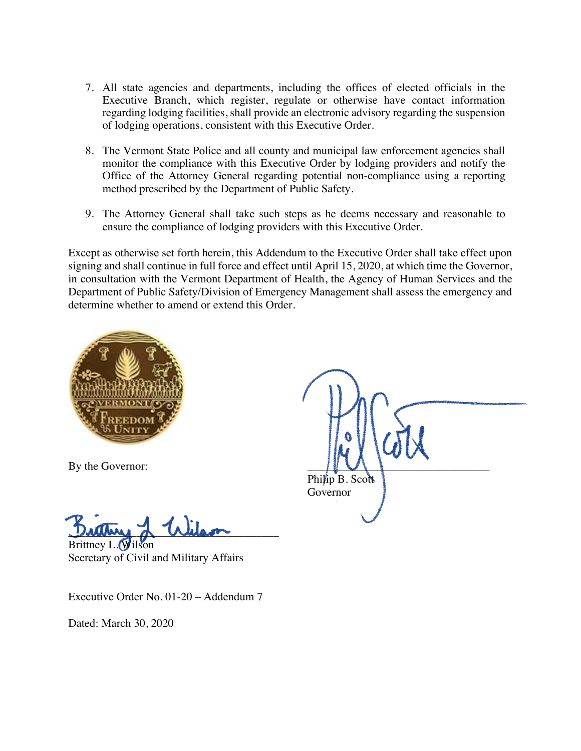7. All state agencies and departments, including the offices of elected officials in the Executive Branch, which register, regulate or otherwise have contact information regarding lodging facilities, shall provide an electronic advisory regarding the suspension of lodging operations, consistent with this Executive Order.

8. The Vermont State Police and all county and municipal law enforcement agencies shall monitor the compliance with this Executive Order by lodging providers and notify the Office of the Attorney General regarding potential non-compliance using a reporting method prescribed by the Department of Public Safety.

9. The Attorney General shall take such steps as he deems necessary and reasonable to ensure the compliance of lodging providers with this Executive Order.

Except as otherwise set forth herein, this Addendum to the Executive Order shall take effect upon signing and shall continue in full force and effect until April 15, 2020, at which time the Governor, in consultation with the Vermont Department of Health, the Agency of Human Services and the Department of Public Safety/Division of Emergency Management shall assess the emergency and determine whether to amend or extend this Order.

VERMONT
FREEDOM
UNITY

_______________________________
Philip B. Scott
Governor

By the Governor:

_______________________________
Brittney L. Wilson
Secretary of Civil and Military Affairs

Executive Order No. 01-20 – Addendum 7

Dated: March 30, 2020